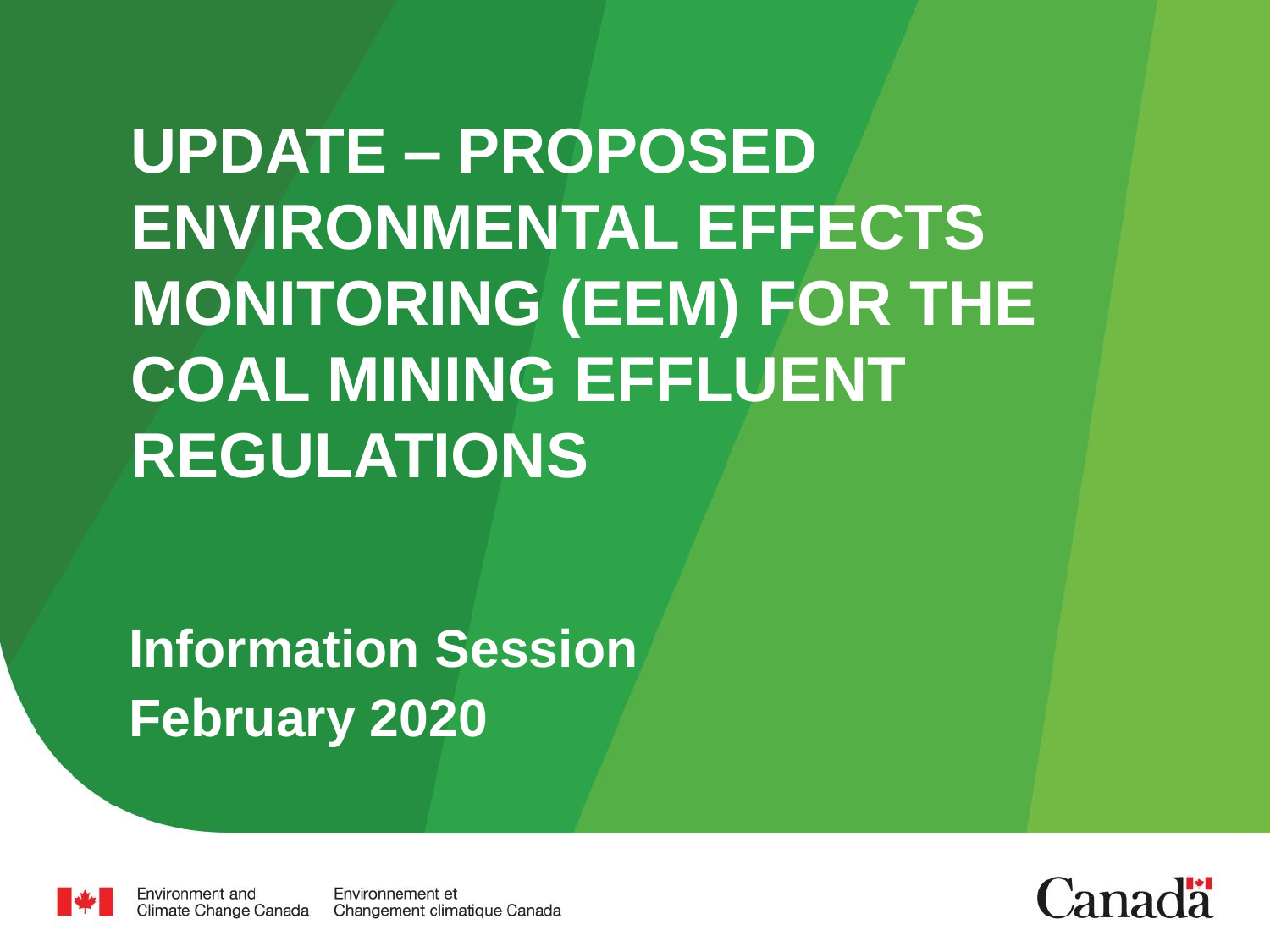# UPDATE – PROPOSED ENVIRONMENTAL EFFECTS MONITORING (EEM) FOR THE COAL MINING EFFLUENT REGULATIONS

**Information Session**
**February 2020**

Environment and Climate Change Canada
Environnement et Changement climatique Canada

Canada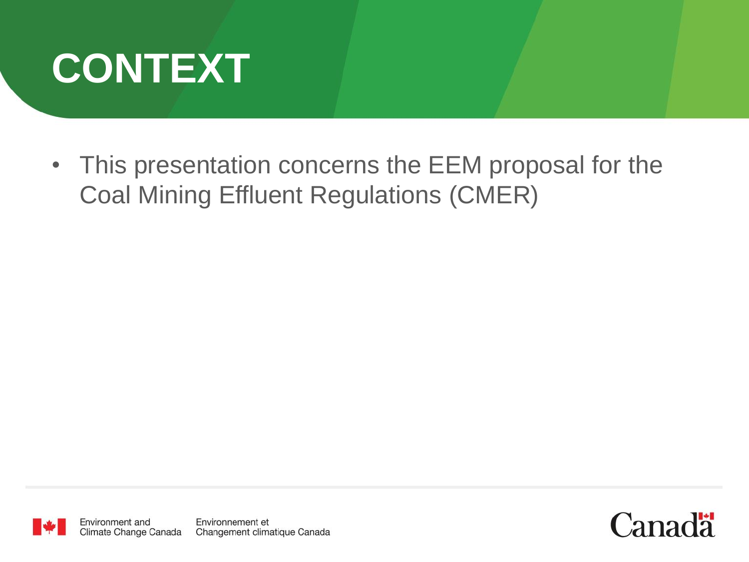# CONTEXT

- This presentation concerns the EEM proposal for the Coal Mining Effluent Regulations (CMER)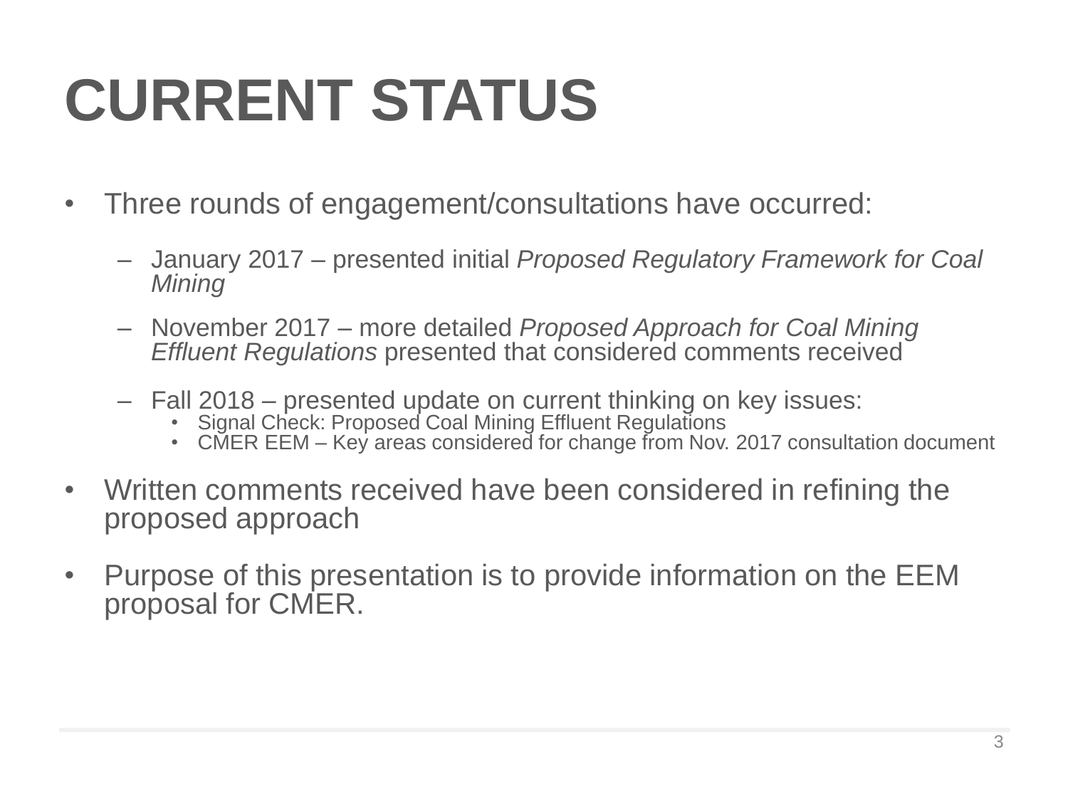# CURRENT STATUS

- Three rounds of engagement/consultations have occurred:
  - January 2017 – presented initial *Proposed Regulatory Framework for Coal Mining*
  - November 2017 – more detailed *Proposed Approach for Coal Mining Effluent Regulations* presented that considered comments received
  - Fall 2018 – presented update on current thinking on key issues:
    - Signal Check: Proposed Coal Mining Effluent Regulations
    - CMER EEM – Key areas considered for change from Nov. 2017 consultation document
- Written comments received have been considered in refining the proposed approach
- Purpose of this presentation is to provide information on the EEM proposal for CMER.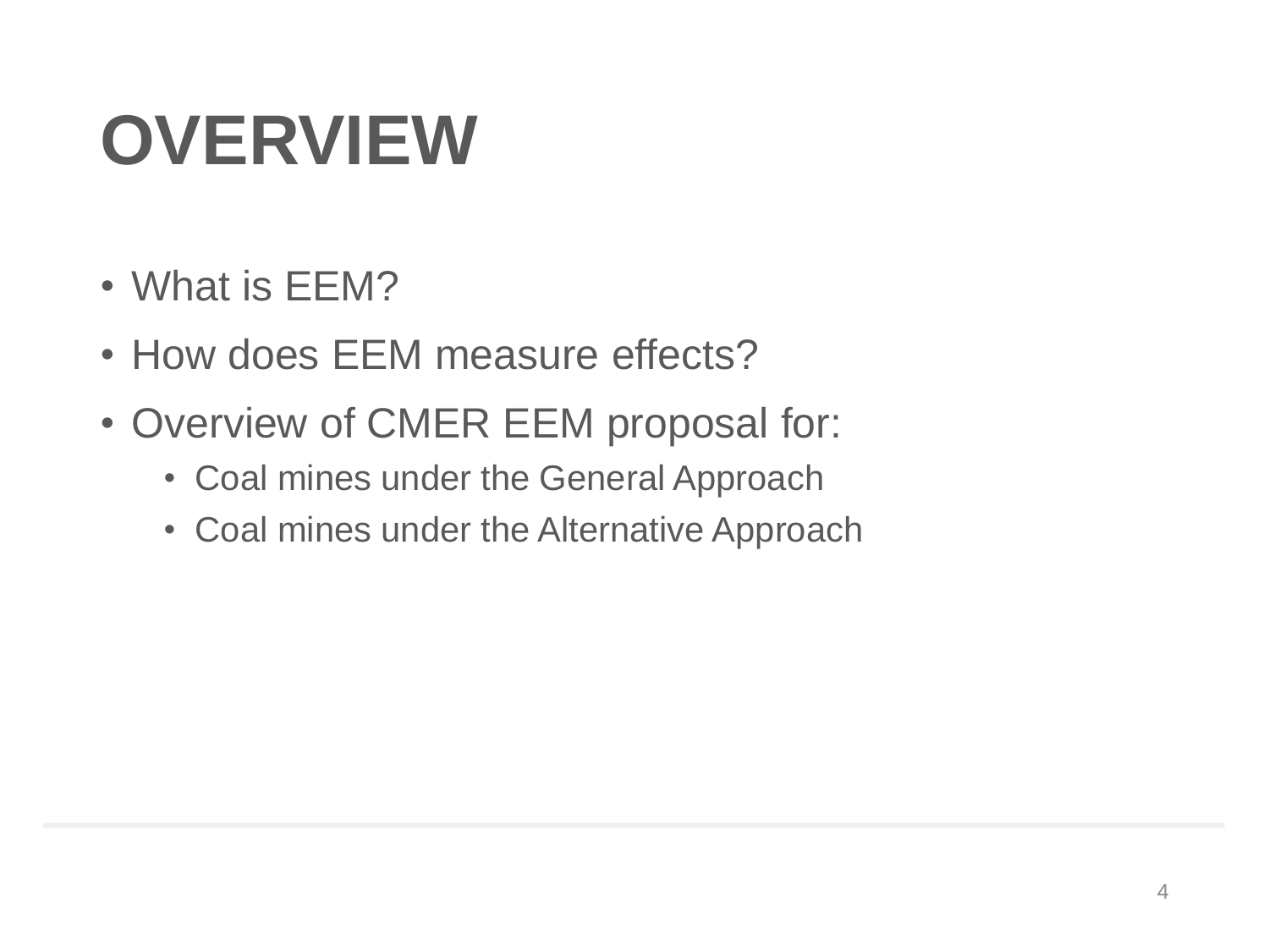# OVERVIEW

- What is EEM?
- How does EEM measure effects?
- Overview of CMER EEM proposal for:
  - Coal mines under the General Approach
  - Coal mines under the Alternative Approach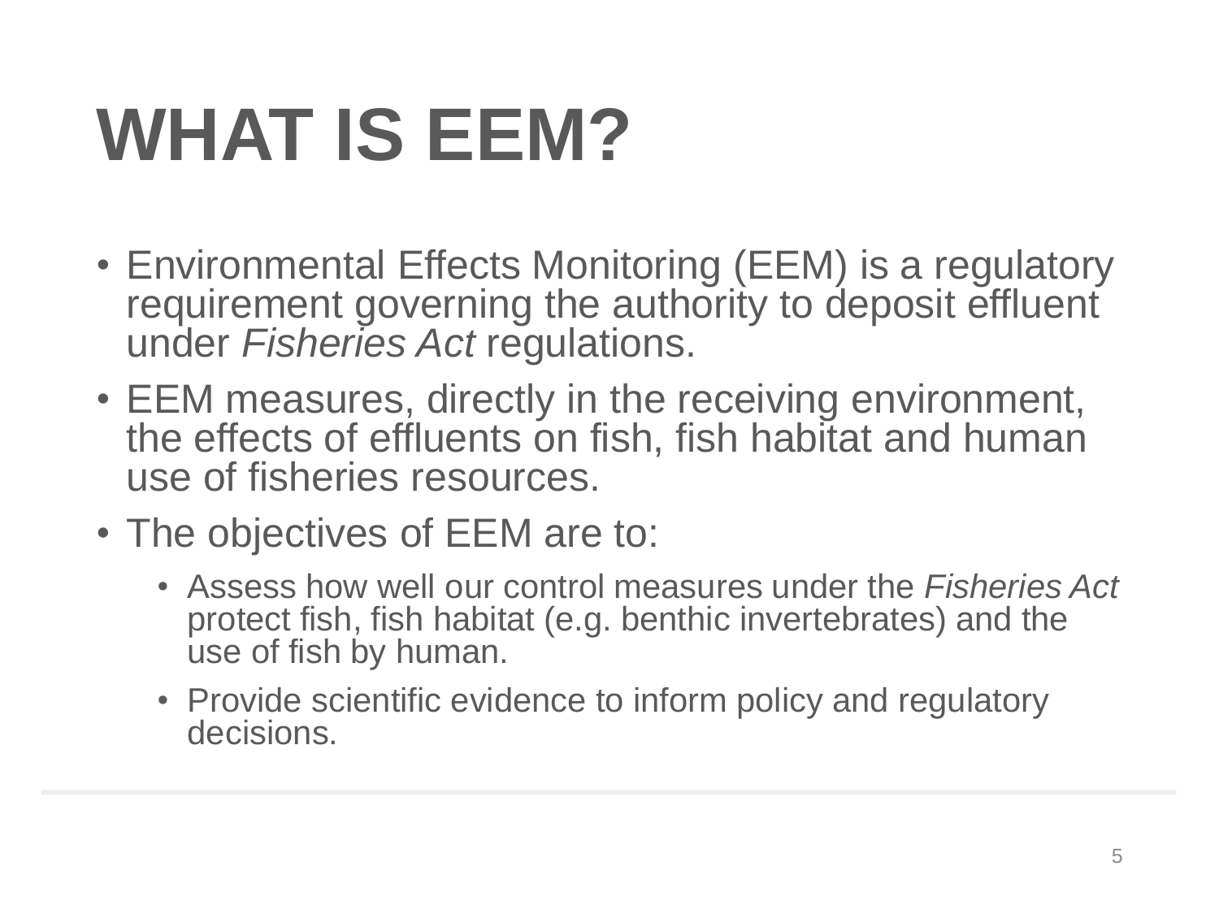# WHAT IS EEM?

- Environmental Effects Monitoring (EEM) is a regulatory requirement governing the authority to deposit effluent under *Fisheries Act* regulations.
- EEM measures, directly in the receiving environment, the effects of effluents on fish, fish habitat and human use of fisheries resources.
- The objectives of EEM are to:
  - Assess how well our control measures under the *Fisheries Act* protect fish, fish habitat (e.g. benthic invertebrates) and the use of fish by human.
  - Provide scientific evidence to inform policy and regulatory decisions.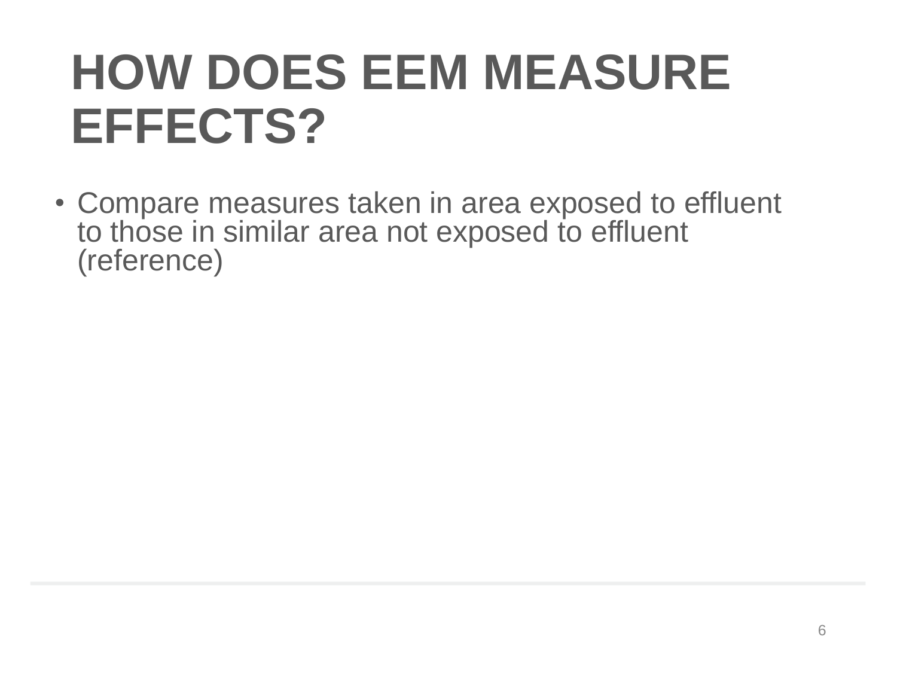# HOW DOES EEM MEASURE EFFECTS?

- Compare measures taken in area exposed to effluent to those in similar area not exposed to effluent (reference)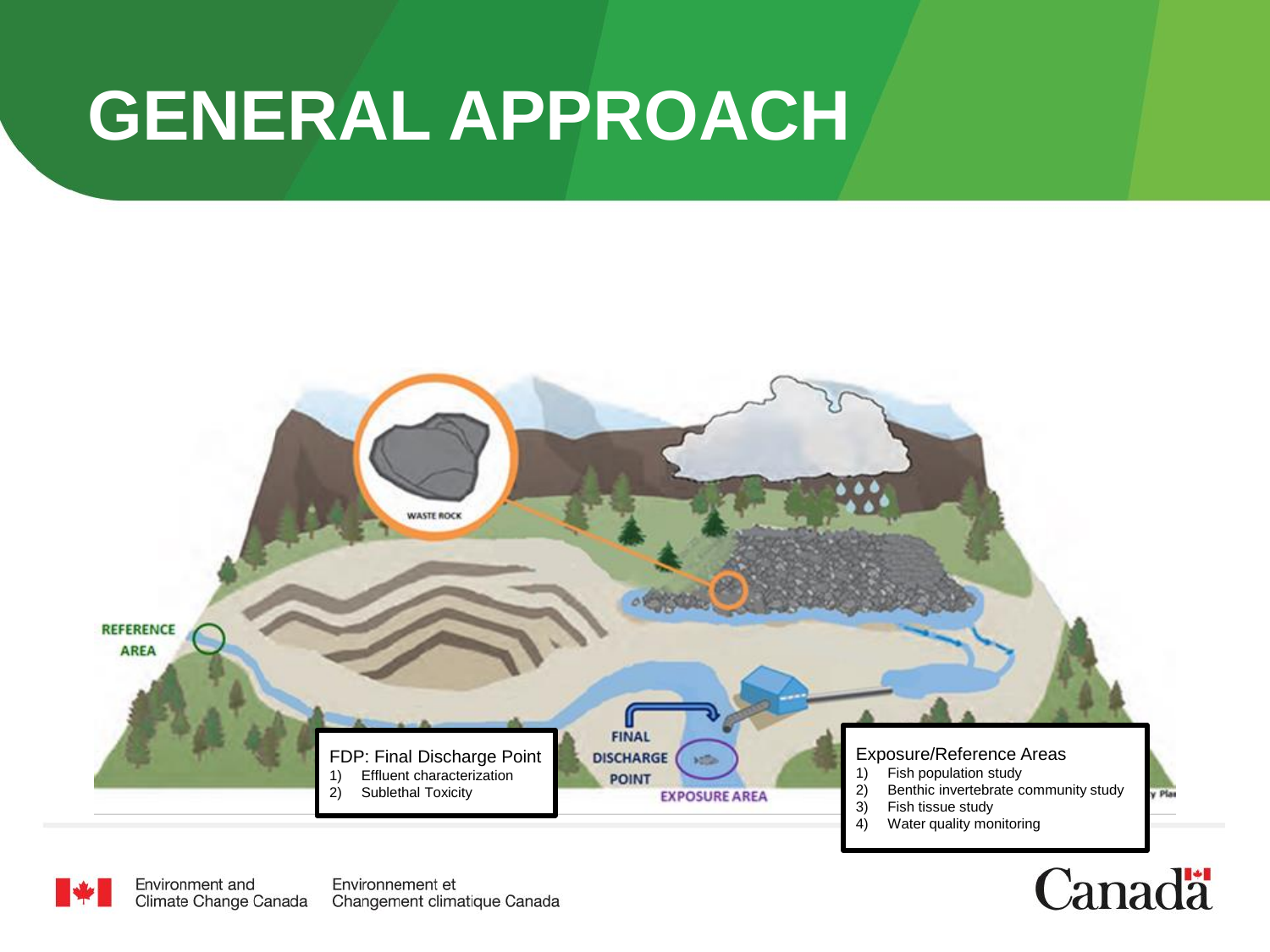# GENERAL APPROACH

FDP: Final Discharge Point

1) Effluent characterization
2) Sublethal Toxicity

Exposure/Reference Areas

1) Fish population study
2) Benthic invertebrate community study
3) Fish tissue study
4) Water quality monitoring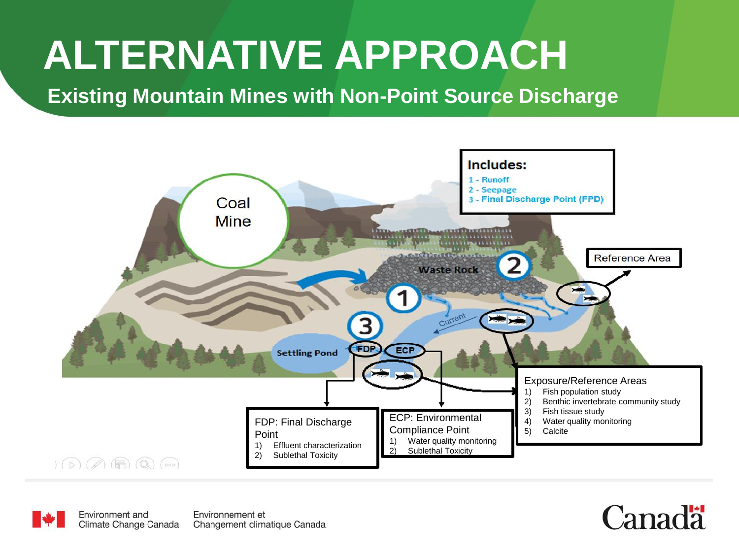# ALTERNATIVE APPROACH

## Existing Mountain Mines with Non-Point Source Discharge

Coal Mine

Includes:
1 - Runoff
2 - Seepage
3 - Final Discharge Point (FPD)

Waste Rock

Reference Area

Current

Settling Pond

FDP

ECP

Exposure/Reference Areas
1) Fish population study
2) Benthic invertebrate community study
3) Fish tissue study
4) Water quality monitoring
5) Calcite

FDP: Final Discharge Point
1) Effluent characterization
2) Sublethal Toxicity

ECP: Environmental Compliance Point
1) Water quality monitoring
2) Sublethal Toxicity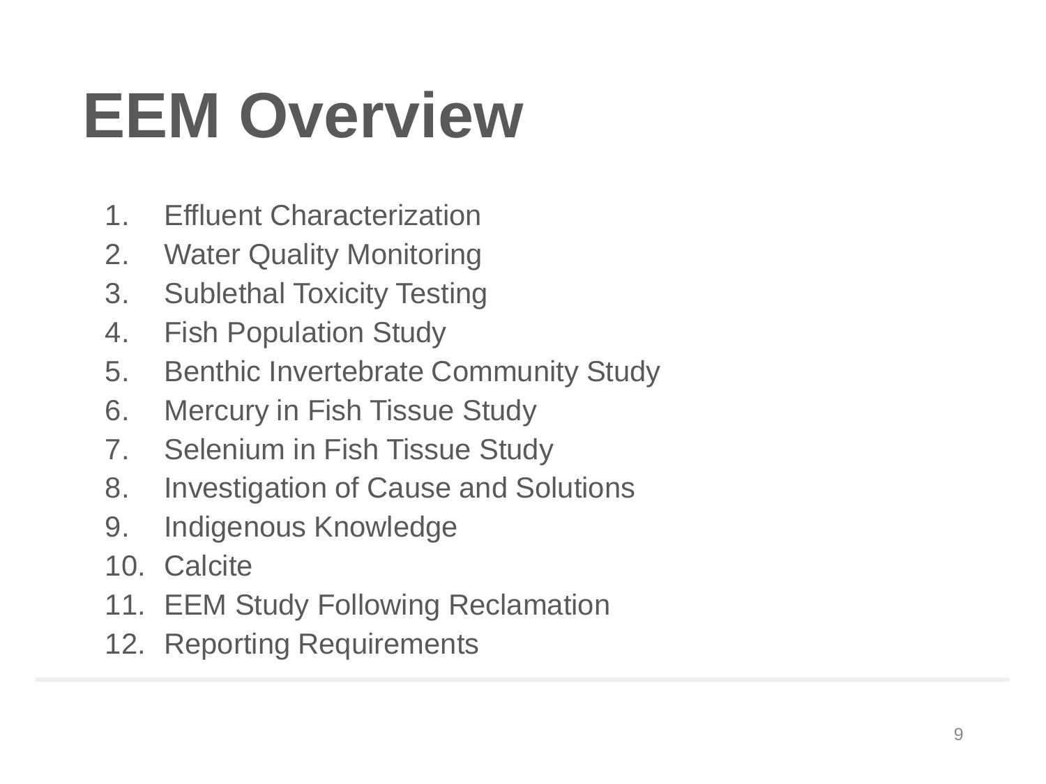# EEM Overview

1. Effluent Characterization
2. Water Quality Monitoring
3. Sublethal Toxicity Testing
4. Fish Population Study
5. Benthic Invertebrate Community Study
6. Mercury in Fish Tissue Study
7. Selenium in Fish Tissue Study
8. Investigation of Cause and Solutions
9. Indigenous Knowledge
10. Calcite
11. EEM Study Following Reclamation
12. Reporting Requirements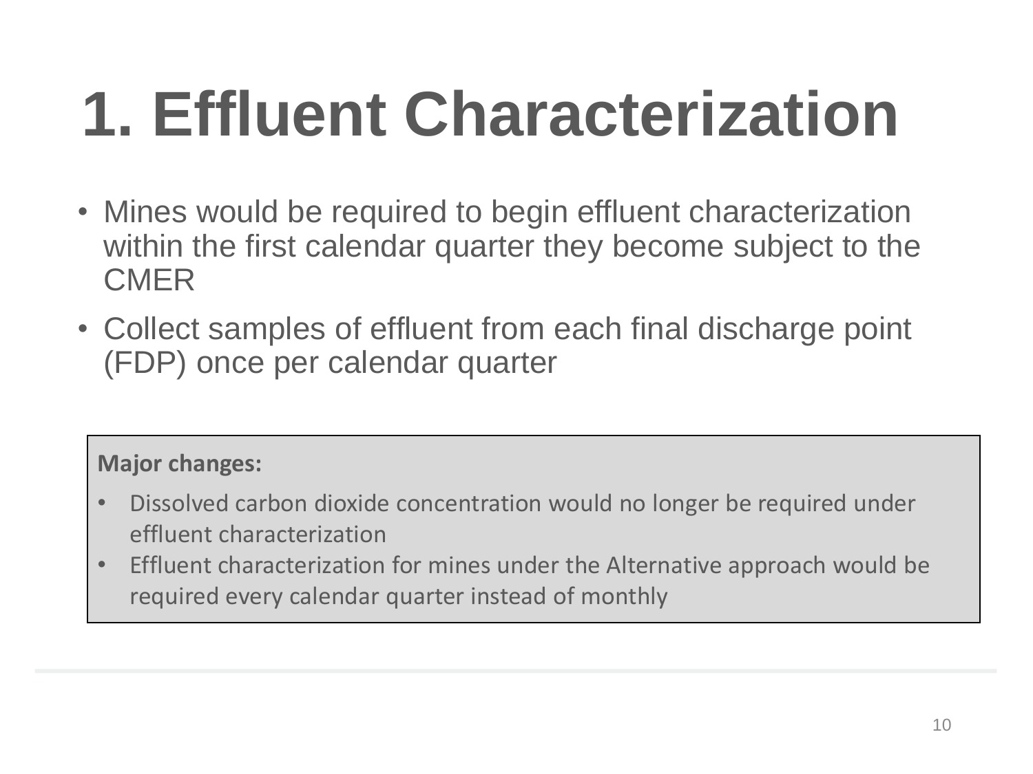# 1. Effluent Characterization

- Mines would be required to begin effluent characterization within the first calendar quarter they become subject to the CMER
- Collect samples of effluent from each final discharge point (FDP) once per calendar quarter

**Major changes:**

- Dissolved carbon dioxide concentration would no longer be required under effluent characterization
- Effluent characterization for mines under the Alternative approach would be required every calendar quarter instead of monthly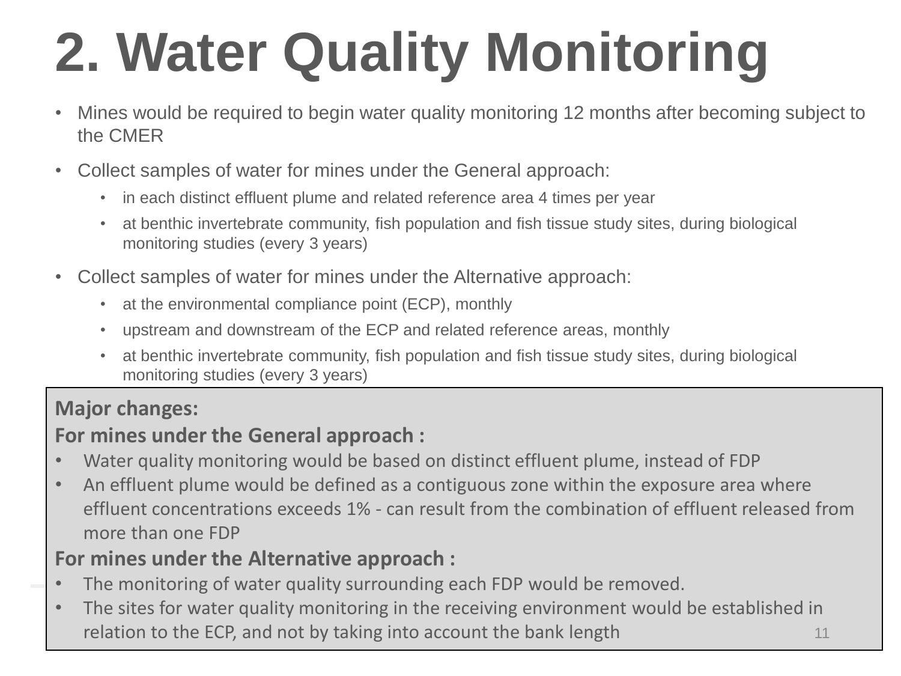# 2. Water Quality Monitoring

- Mines would be required to begin water quality monitoring 12 months after becoming subject to the CMER
- Collect samples of water for mines under the General approach:
  - in each distinct effluent plume and related reference area 4 times per year
  - at benthic invertebrate community, fish population and fish tissue study sites, during biological monitoring studies (every 3 years)
- Collect samples of water for mines under the Alternative approach:
  - at the environmental compliance point (ECP), monthly
  - upstream and downstream of the ECP and related reference areas, monthly
  - at benthic invertebrate community, fish population and fish tissue study sites, during biological monitoring studies (every 3 years)

**Major changes:**

**For mines under the General approach :**

- Water quality monitoring would be based on distinct effluent plume, instead of FDP
- An effluent plume would be defined as a contiguous zone within the exposure area where effluent concentrations exceeds 1% - can result from the combination of effluent released from more than one FDP

**For mines under the Alternative approach :**

- The monitoring of water quality surrounding each FDP would be removed.
- The sites for water quality monitoring in the receiving environment would be established in relation to the ECP, and not by taking into account the bank length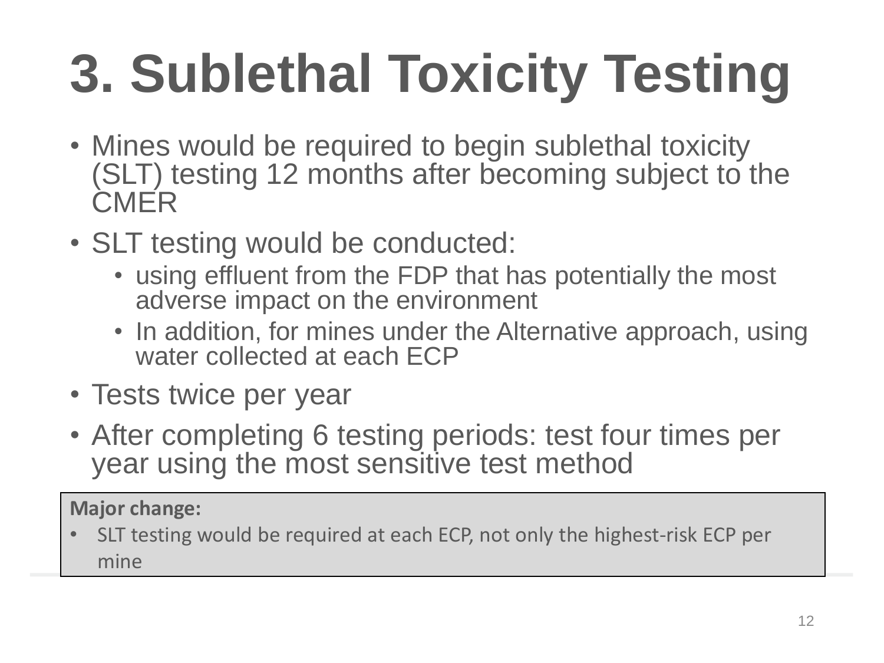# 3. Sublethal Toxicity Testing

- Mines would be required to begin sublethal toxicity (SLT) testing 12 months after becoming subject to the CMER
- SLT testing would be conducted:
  - using effluent from the FDP that has potentially the most adverse impact on the environment
  - In addition, for mines under the Alternative approach, using water collected at each ECP
- Tests twice per year
- After completing 6 testing periods: test four times per year using the most sensitive test method

**Major change:**

- SLT testing would be required at each ECP, not only the highest-risk ECP per mine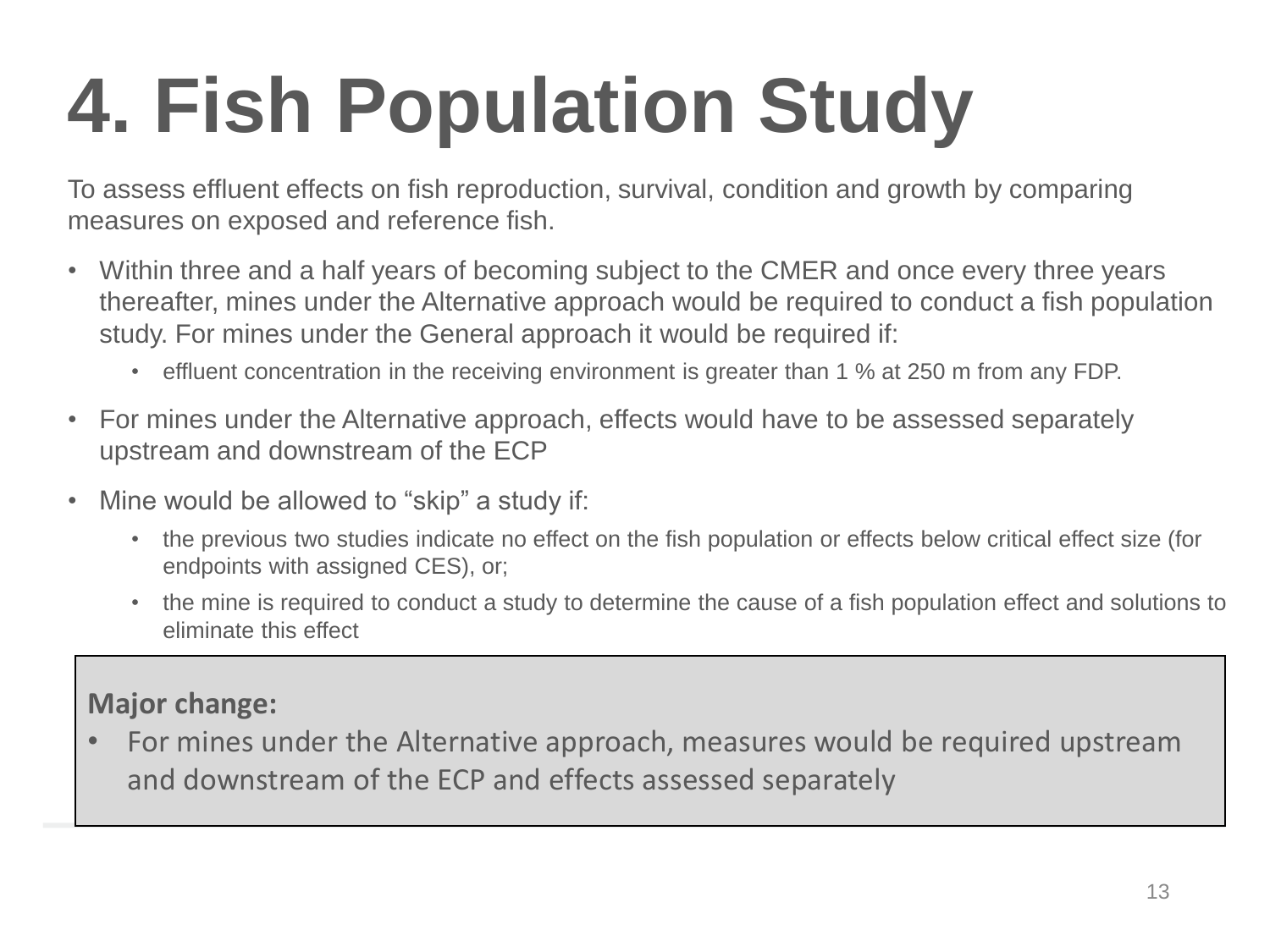# 4. Fish Population Study

To assess effluent effects on fish reproduction, survival, condition and growth by comparing measures on exposed and reference fish.

- Within three and a half years of becoming subject to the CMER and once every three years thereafter, mines under the Alternative approach would be required to conduct a fish population study. For mines under the General approach it would be required if:
  - effluent concentration in the receiving environment is greater than 1 % at 250 m from any FDP.
- For mines under the Alternative approach, effects would have to be assessed separately upstream and downstream of the ECP
- Mine would be allowed to "skip" a study if:
  - the previous two studies indicate no effect on the fish population or effects below critical effect size (for endpoints with assigned CES), or;
  - the mine is required to conduct a study to determine the cause of a fish population effect and solutions to eliminate this effect

**Major change:**

- For mines under the Alternative approach, measures would be required upstream and downstream of the ECP and effects assessed separately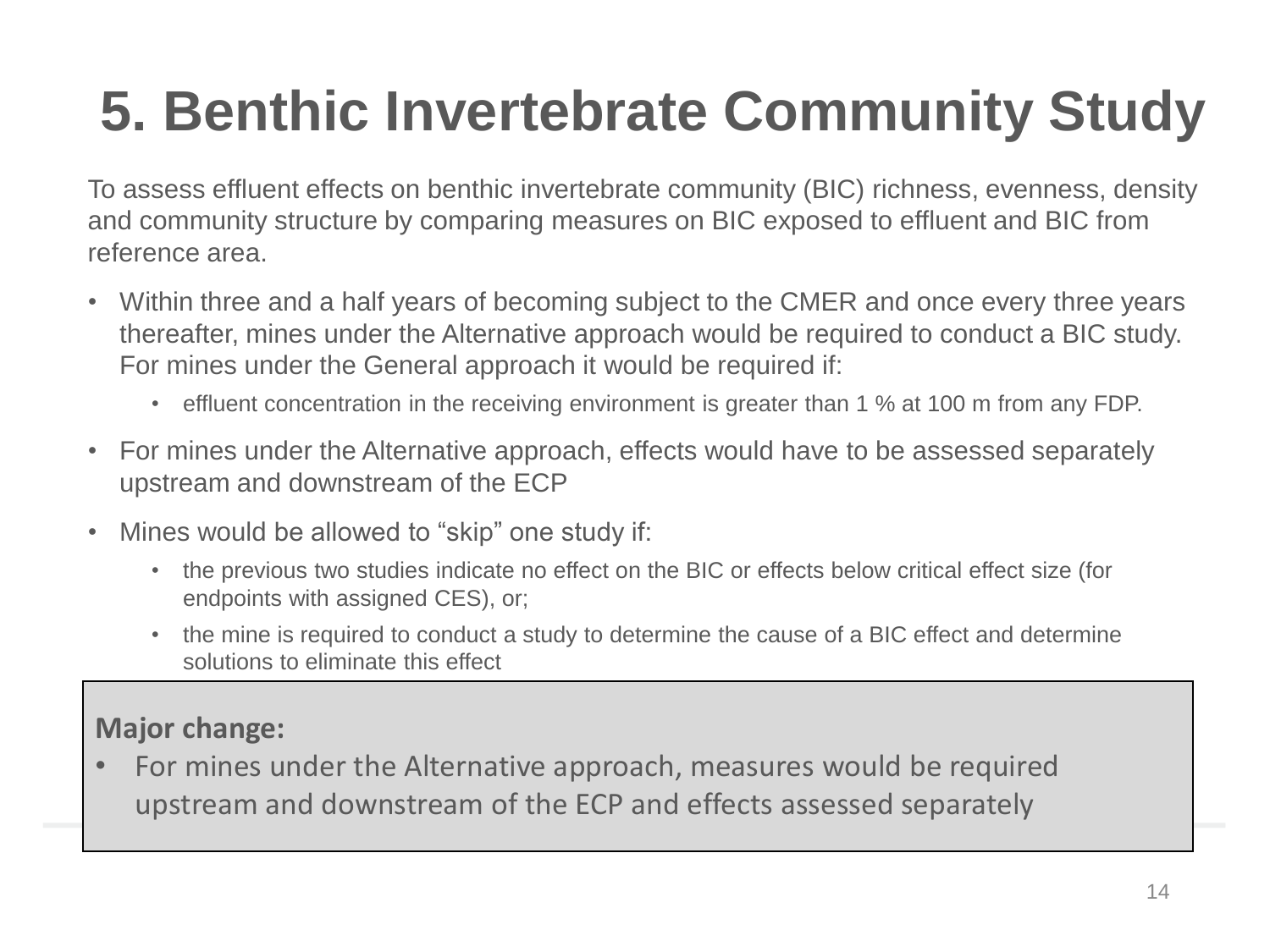# 5. Benthic Invertebrate Community Study

To assess effluent effects on benthic invertebrate community (BIC) richness, evenness, density and community structure by comparing measures on BIC exposed to effluent and BIC from reference area.

- Within three and a half years of becoming subject to the CMER and once every three years thereafter, mines under the Alternative approach would be required to conduct a BIC study. For mines under the General approach it would be required if:
  - effluent concentration in the receiving environment is greater than 1 % at 100 m from any FDP.
- For mines under the Alternative approach, effects would have to be assessed separately upstream and downstream of the ECP
- Mines would be allowed to “skip” one study if:
  - the previous two studies indicate no effect on the BIC or effects below critical effect size (for endpoints with assigned CES), or;
  - the mine is required to conduct a study to determine the cause of a BIC effect and determine solutions to eliminate this effect

**Major change:**

- For mines under the Alternative approach, measures would be required upstream and downstream of the ECP and effects assessed separately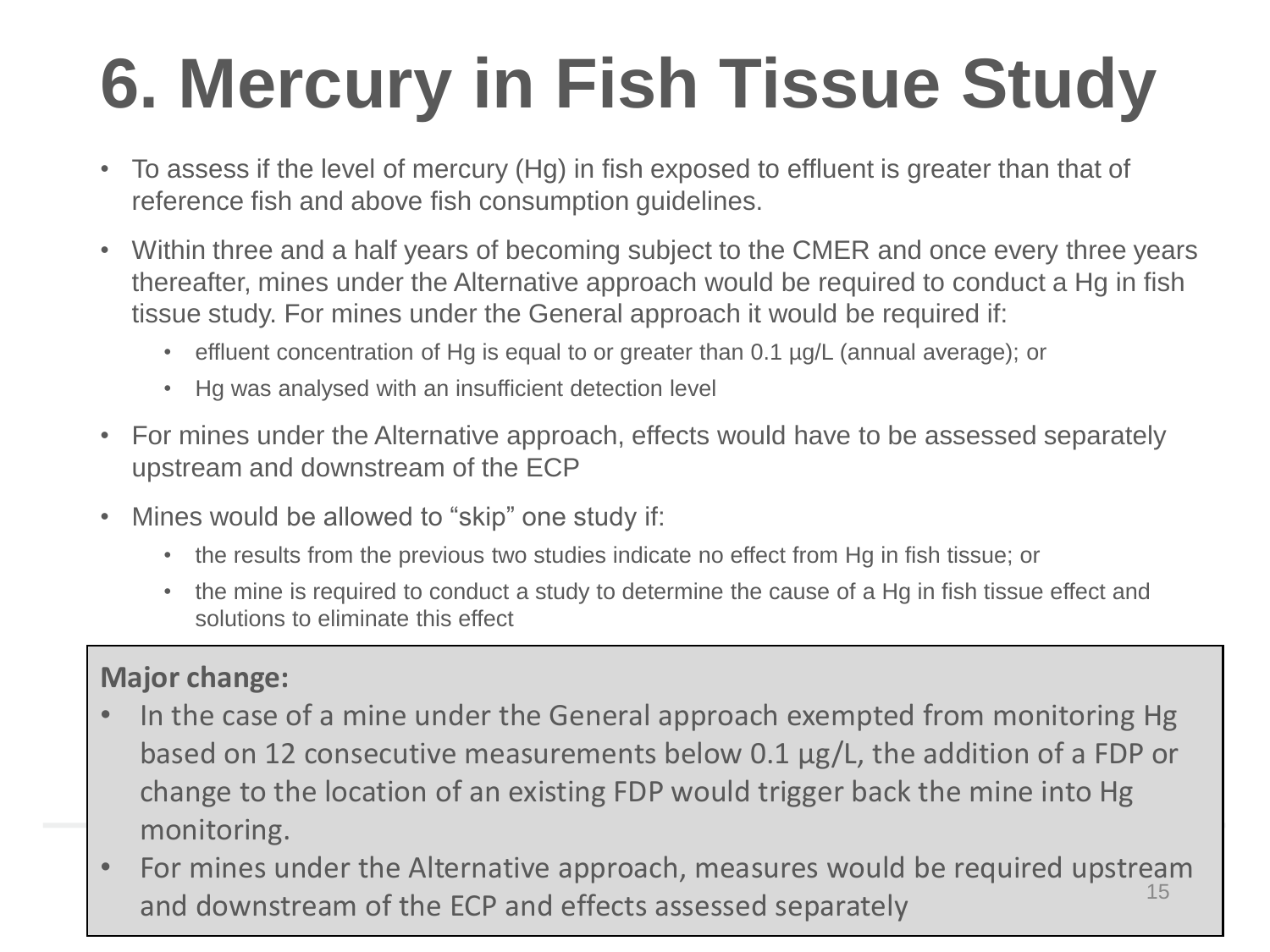# 6. Mercury in Fish Tissue Study

- To assess if the level of mercury (Hg) in fish exposed to effluent is greater than that of reference fish and above fish consumption guidelines.
- Within three and a half years of becoming subject to the CMER and once every three years thereafter, mines under the Alternative approach would be required to conduct a Hg in fish tissue study. For mines under the General approach it would be required if:
  - effluent concentration of Hg is equal to or greater than 0.1 µg/L (annual average); or
  - Hg was analysed with an insufficient detection level
- For mines under the Alternative approach, effects would have to be assessed separately upstream and downstream of the ECP
- Mines would be allowed to “skip” one study if:
  - the results from the previous two studies indicate no effect from Hg in fish tissue; or
  - the mine is required to conduct a study to determine the cause of a Hg in fish tissue effect and solutions to eliminate this effect

**Major change:**

- In the case of a mine under the General approach exempted from monitoring Hg based on 12 consecutive measurements below 0.1 µg/L, the addition of a FDP or change to the location of an existing FDP would trigger back the mine into Hg monitoring.
- For mines under the Alternative approach, measures would be required upstream and downstream of the ECP and effects assessed separately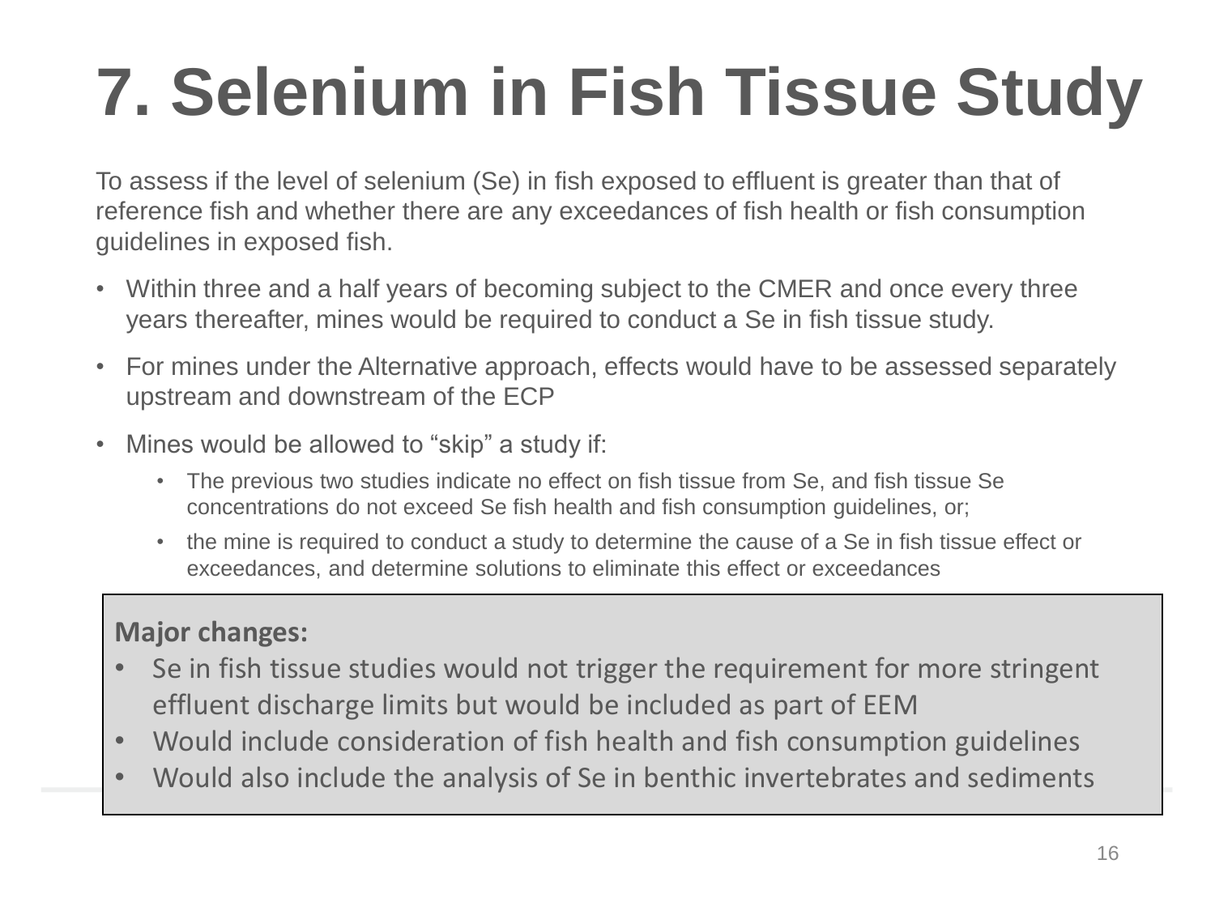# 7. Selenium in Fish Tissue Study

To assess if the level of selenium (Se) in fish exposed to effluent is greater than that of reference fish and whether there are any exceedances of fish health or fish consumption guidelines in exposed fish.

- Within three and a half years of becoming subject to the CMER and once every three years thereafter, mines would be required to conduct a Se in fish tissue study.
- For mines under the Alternative approach, effects would have to be assessed separately upstream and downstream of the ECP
- Mines would be allowed to “skip” a study if:
  - The previous two studies indicate no effect on fish tissue from Se, and fish tissue Se concentrations do not exceed Se fish health and fish consumption guidelines, or;
  - the mine is required to conduct a study to determine the cause of a Se in fish tissue effect or exceedances, and determine solutions to eliminate this effect or exceedances

**Major changes:**

- Se in fish tissue studies would not trigger the requirement for more stringent effluent discharge limits but would be included as part of EEM
- Would include consideration of fish health and fish consumption guidelines
- Would also include the analysis of Se in benthic invertebrates and sediments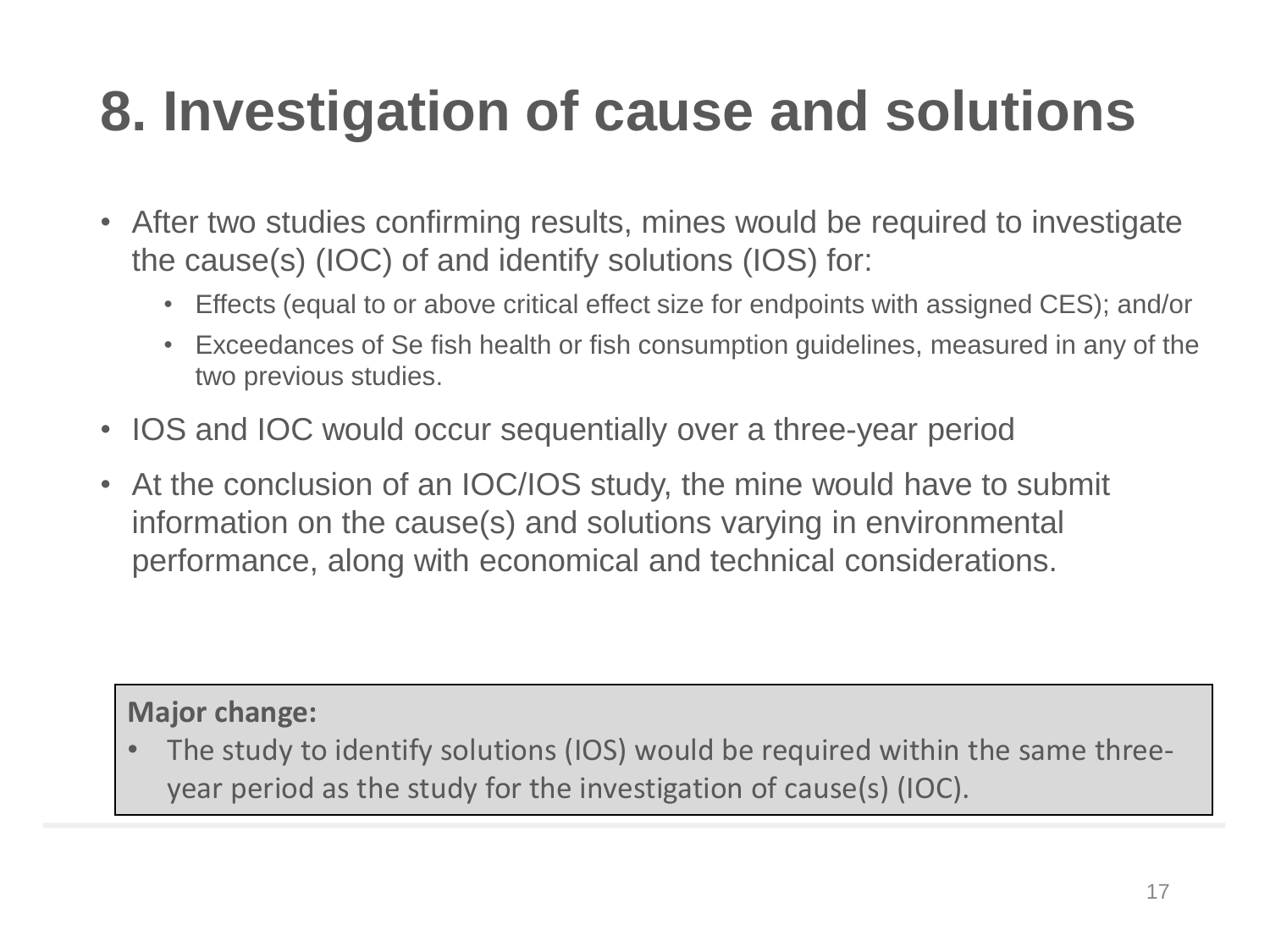# 8. Investigation of cause and solutions

- After two studies confirming results, mines would be required to investigate the cause(s) (IOC) of and identify solutions (IOS) for:
  - Effects (equal to or above critical effect size for endpoints with assigned CES); and/or
  - Exceedances of Se fish health or fish consumption guidelines, measured in any of the two previous studies.
- IOS and IOC would occur sequentially over a three-year period
- At the conclusion of an IOC/IOS study, the mine would have to submit information on the cause(s) and solutions varying in environmental performance, along with economical and technical considerations.

**Major change:**

- The study to identify solutions (IOS) would be required within the same three-year period as the study for the investigation of cause(s) (IOC).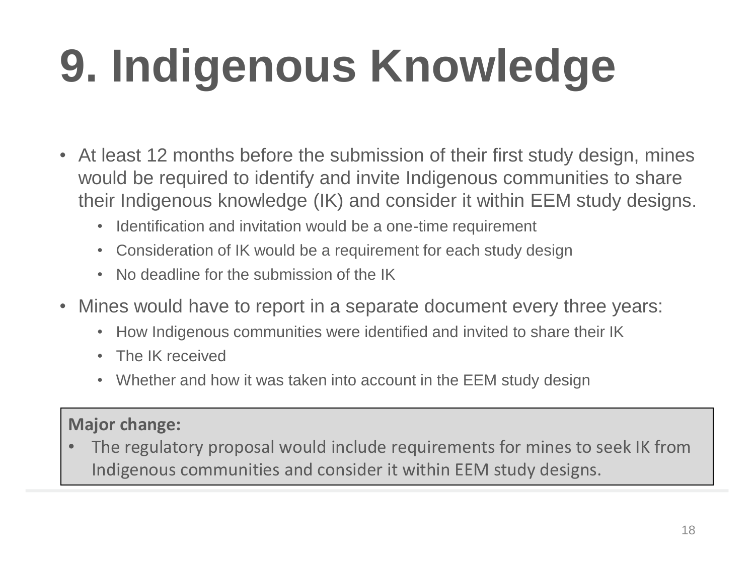# 9. Indigenous Knowledge

- At least 12 months before the submission of their first study design, mines would be required to identify and invite Indigenous communities to share their Indigenous knowledge (IK) and consider it within EEM study designs.
  - Identification and invitation would be a one-time requirement
  - Consideration of IK would be a requirement for each study design
  - No deadline for the submission of the IK
- Mines would have to report in a separate document every three years:
  - How Indigenous communities were identified and invited to share their IK
  - The IK received
  - Whether and how it was taken into account in the EEM study design

**Major change:**

- The regulatory proposal would include requirements for mines to seek IK from Indigenous communities and consider it within EEM study designs.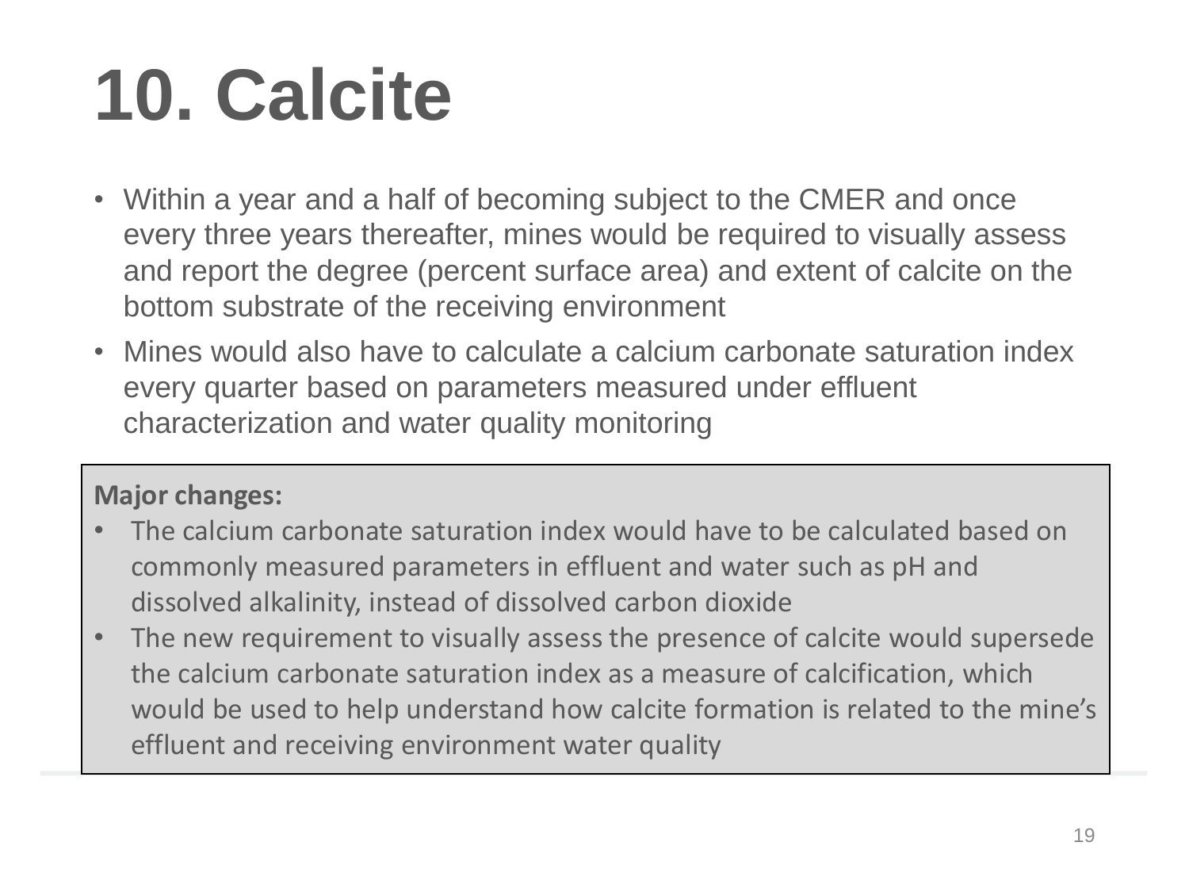# 10. Calcite

- Within a year and a half of becoming subject to the CMER and once every three years thereafter, mines would be required to visually assess and report the degree (percent surface area) and extent of calcite on the bottom substrate of the receiving environment
- Mines would also have to calculate a calcium carbonate saturation index every quarter based on parameters measured under effluent characterization and water quality monitoring

**Major changes:**

- The calcium carbonate saturation index would have to be calculated based on commonly measured parameters in effluent and water such as pH and dissolved alkalinity, instead of dissolved carbon dioxide
- The new requirement to visually assess the presence of calcite would supersede the calcium carbonate saturation index as a measure of calcification, which would be used to help understand how calcite formation is related to the mine's effluent and receiving environment water quality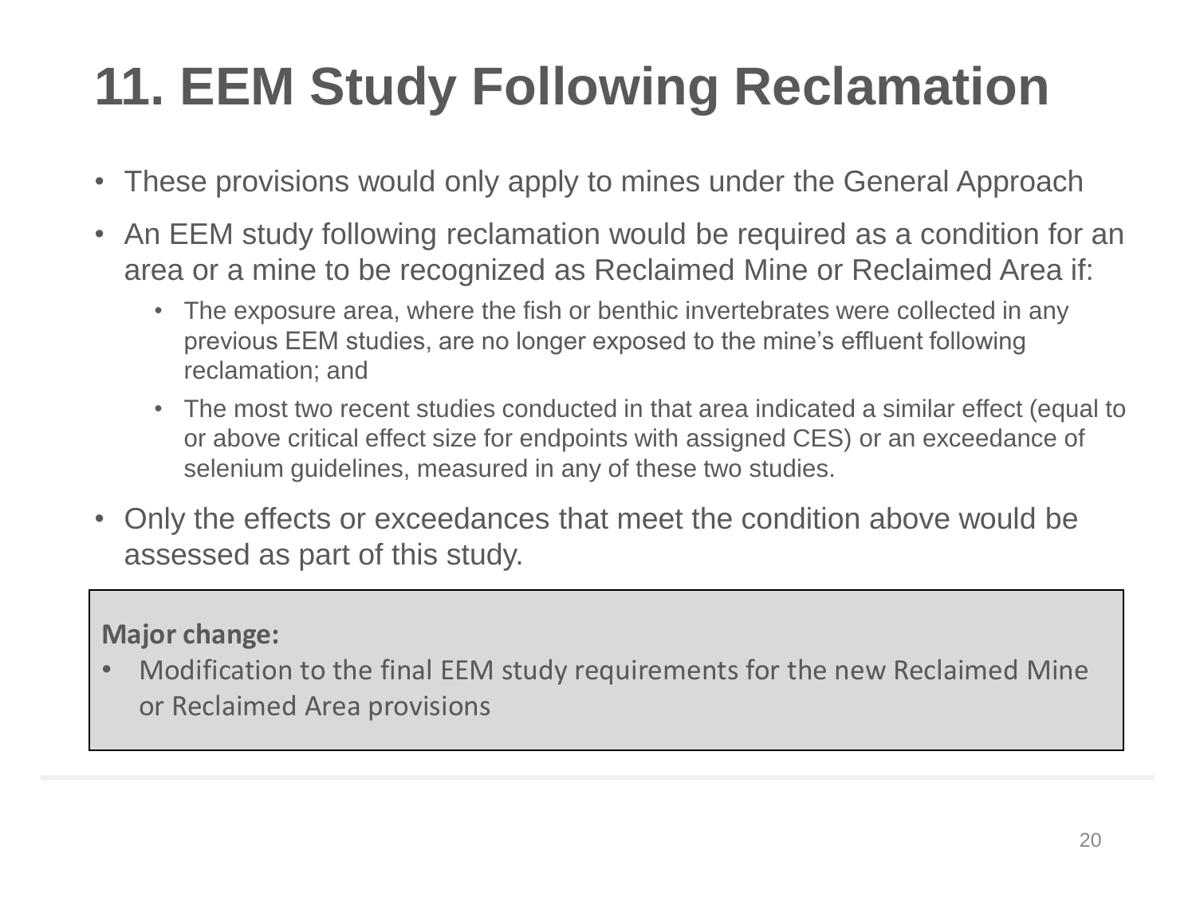# 11. EEM Study Following Reclamation

- These provisions would only apply to mines under the General Approach
- An EEM study following reclamation would be required as a condition for an area or a mine to be recognized as Reclaimed Mine or Reclaimed Area if:
  - The exposure area, where the fish or benthic invertebrates were collected in any previous EEM studies, are no longer exposed to the mine's effluent following reclamation; and
  - The most two recent studies conducted in that area indicated a similar effect (equal to or above critical effect size for endpoints with assigned CES) or an exceedance of selenium guidelines, measured in any of these two studies.
- Only the effects or exceedances that meet the condition above would be assessed as part of this study.

**Major change:**

- Modification to the final EEM study requirements for the new Reclaimed Mine or Reclaimed Area provisions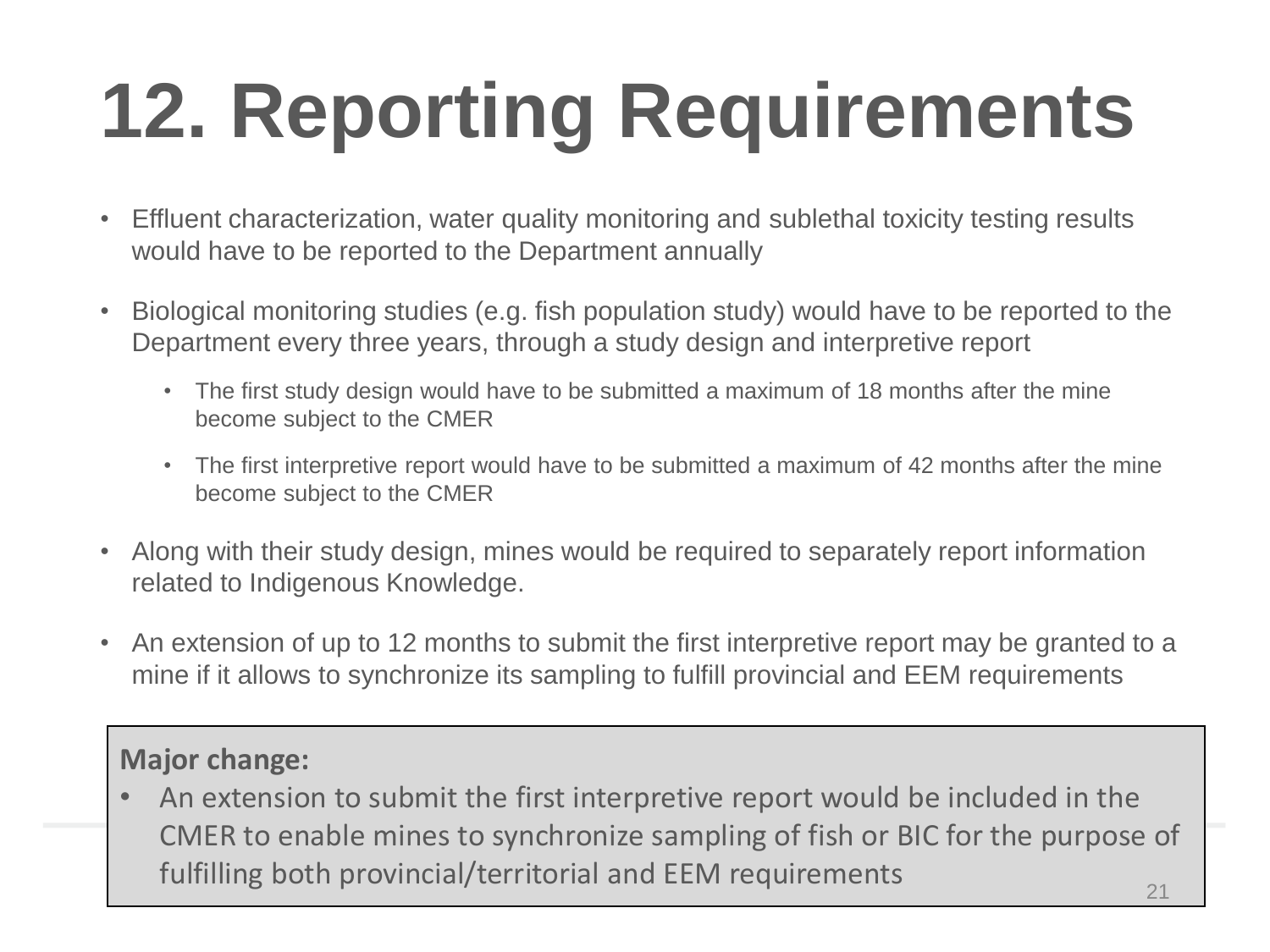# 12. Reporting Requirements

- Effluent characterization, water quality monitoring and sublethal toxicity testing results would have to be reported to the Department annually
- Biological monitoring studies (e.g. fish population study) would have to be reported to the Department every three years, through a study design and interpretive report
  - The first study design would have to be submitted a maximum of 18 months after the mine become subject to the CMER
  - The first interpretive report would have to be submitted a maximum of 42 months after the mine become subject to the CMER
- Along with their study design, mines would be required to separately report information related to Indigenous Knowledge.
- An extension of up to 12 months to submit the first interpretive report may be granted to a mine if it allows to synchronize its sampling to fulfill provincial and EEM requirements

**Major change:**

- An extension to submit the first interpretive report would be included in the CMER to enable mines to synchronize sampling of fish or BIC for the purpose of fulfilling both provincial/territorial and EEM requirements